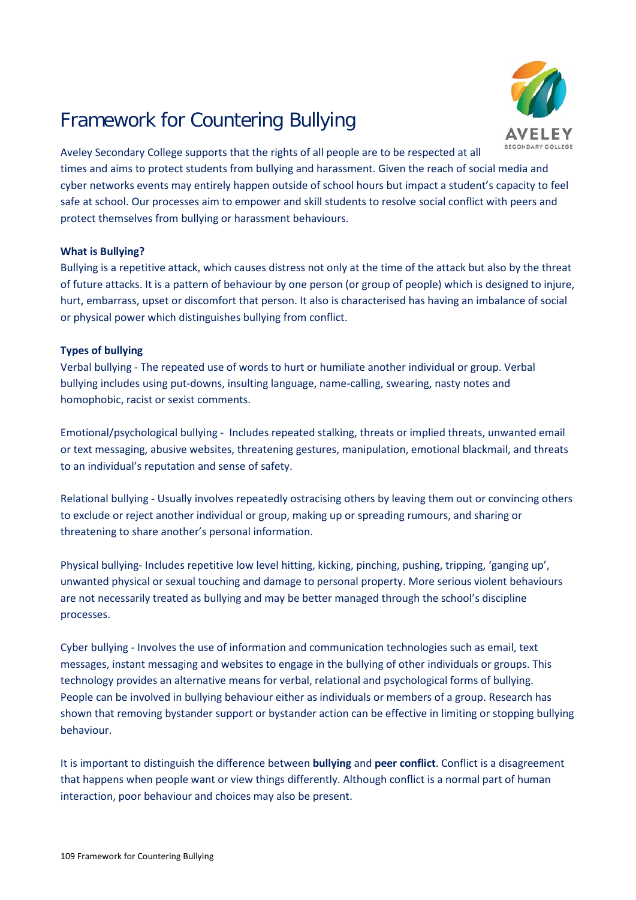# Framework for Countering Bullying

Aveley Secondary College supports that the rights of all people are to be respected at all times and aims to protect students from bullying and harassment. Given the reach of social media and cyber networks events may entirely happen outside of school hours but impact a student's capacity to feel safe at school. Our processes aim to empower and skill students to resolve social conflict with peers and protect themselves from bullying or harassment behaviours.

**What is Bullying?**

Bullying is a repetitive attack, which causes distress not only at the time of the attack but also by the threat of future attacks. It is a pattern of behaviour by one person (or group of people) which is designed to injure, hurt, embarrass, upset or discomfort that person. It also is characterised has having an imbalance of social or physical power which distinguishes bullying from conflict.

**Types of bullying**

Verbal bullying - The repeated use of words to hurt or humiliate another individual or group. Verbal bullying includes using put-downs, insulting language, name-calling, swearing, nasty notes and homophobic, racist or sexist comments.

Emotional/psychological bullying - Includes repeated stalking, threats or implied threats, unwanted email or text messaging, abusive websites, threatening gestures, manipulation, emotional blackmail, and threats to an individual's reputation and sense of safety.

Relational bullying - Usually involves repeatedly ostracising others by leaving them out or convincing others to exclude or reject another individual or group, making up or spreading rumours, and sharing or threatening to share another's personal information.

Physical bullying- Includes repetitive low level hitting, kicking, pinching, pushing, tripping, 'ganging up', unwanted physical or sexual touching and damage to personal property. More serious violent behaviours are not necessarily treated as bullying and may be better managed through the school's discipline processes.

Cyber bullying - Involves the use of information and communication technologies such as email, text messages, instant messaging and websites to engage in the bullying of other individuals or groups. This technology provides an alternative means for verbal, relational and psychological forms of bullying. People can be involved in bullying behaviour either as individuals or members of a group. Research has shown that removing bystander support or bystander action can be effective in limiting or stopping bullying behaviour.

It is important to distinguish the difference between **bullying** and **peer conflict**. Conflict is a disagreement that happens when people want or view things differently. Although conflict is a normal part of human interaction, poor behaviour and choices may also be present.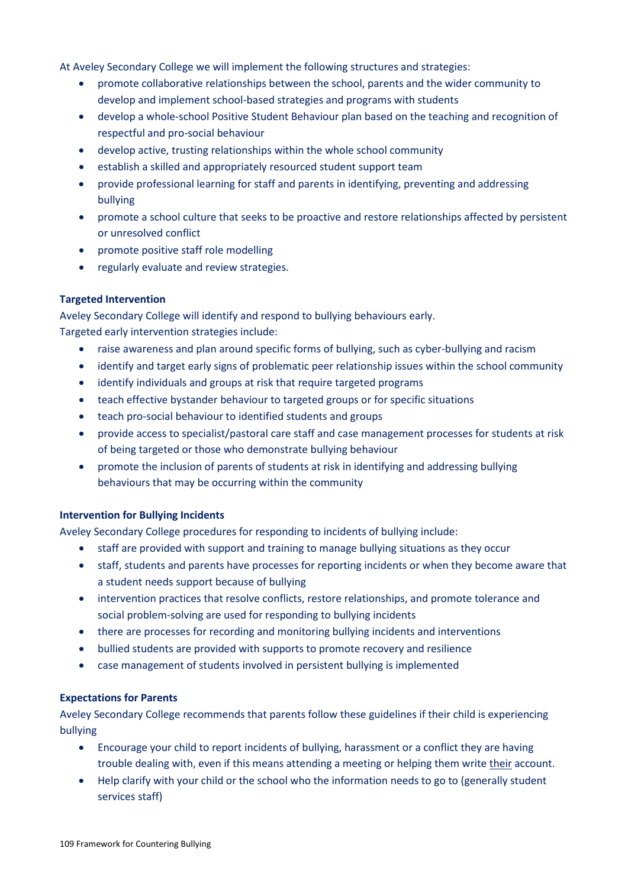At Aveley Secondary College we will implement the following structures and strategies:

- promote collaborative relationships between the school, parents and the wider community to develop and implement school-based strategies and programs with students
- develop a whole-school Positive Student Behaviour plan based on the teaching and recognition of respectful and pro-social behaviour
- develop active, trusting relationships within the whole school community
- establish a skilled and appropriately resourced student support team
- provide professional learning for staff and parents in identifying, preventing and addressing bullying
- promote a school culture that seeks to be proactive and restore relationships affected by persistent or unresolved conflict
- promote positive staff role modelling
- regularly evaluate and review strategies.

**Targeted Intervention**

Aveley Secondary College will identify and respond to bullying behaviours early.
Targeted early intervention strategies include:

- raise awareness and plan around specific forms of bullying, such as cyber-bullying and racism
- identify and target early signs of problematic peer relationship issues within the school community
- identify individuals and groups at risk that require targeted programs
- teach effective bystander behaviour to targeted groups or for specific situations
- teach pro-social behaviour to identified students and groups
- provide access to specialist/pastoral care staff and case management processes for students at risk of being targeted or those who demonstrate bullying behaviour
- promote the inclusion of parents of students at risk in identifying and addressing bullying behaviours that may be occurring within the community

**Intervention for Bullying Incidents**

Aveley Secondary College procedures for responding to incidents of bullying include:

- staff are provided with support and training to manage bullying situations as they occur
- staff, students and parents have processes for reporting incidents or when they become aware that a student needs support because of bullying
- intervention practices that resolve conflicts, restore relationships, and promote tolerance and social problem-solving are used for responding to bullying incidents
- there are processes for recording and monitoring bullying incidents and interventions
- bullied students are provided with supports to promote recovery and resilience
- case management of students involved in persistent bullying is implemented

**Expectations for Parents**

Aveley Secondary College recommends that parents follow these guidelines if their child is experiencing bullying

- Encourage your child to report incidents of bullying, harassment or a conflict they are having trouble dealing with, even if this means attending a meeting or helping them write their account.
- Help clarify with your child or the school who the information needs to go to (generally student services staff)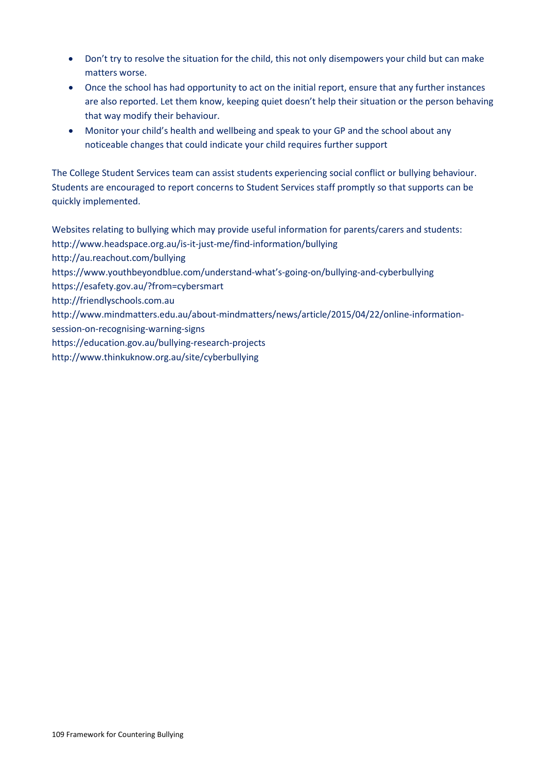- Don't try to resolve the situation for the child, this not only disempowers your child but can make matters worse.
- Once the school has had opportunity to act on the initial report, ensure that any further instances are also reported. Let them know, keeping quiet doesn't help their situation or the person behaving that way modify their behaviour.
- Monitor your child's health and wellbeing and speak to your GP and the school about any noticeable changes that could indicate your child requires further support

The College Student Services team can assist students experiencing social conflict or bullying behaviour. Students are encouraged to report concerns to Student Services staff promptly so that supports can be quickly implemented.

Websites relating to bullying which may provide useful information for parents/carers and students:
http://www.headspace.org.au/is-it-just-me/find-information/bullying
http://au.reachout.com/bullying
https://www.youthbeyondblue.com/understand-what's-going-on/bullying-and-cyberbullying
https://esafety.gov.au/?from=cybersmart
http://friendlyschools.com.au
http://www.mindmatters.edu.au/about-mindmatters/news/article/2015/04/22/online-information-session-on-recognising-warning-signs
https://education.gov.au/bullying-research-projects
http://www.thinkuknow.org.au/site/cyberbullying